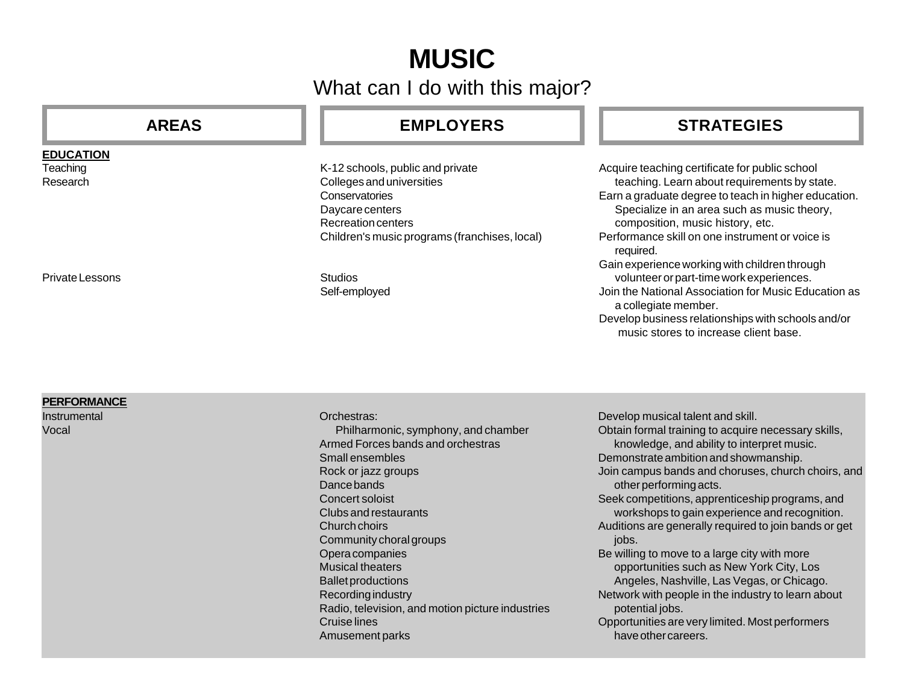# MUSIC

## What can I do with this major?

| AREAS | EMPLOYERS | STRATEGIES |
|---|---|---|
| **EDUCATION** | | |
| Teaching<br>Research | K-12 schools, public and private<br>Colleges and universities<br>Conservatories<br>Daycare centers<br>Recreation centers<br>Children's music programs (franchises, local) | Acquire teaching certificate for public school teaching. Learn about requirements by state.<br>Earn a graduate degree to teach in higher education. Specialize in an area such as music theory, composition, music history, etc.<br>Performance skill on one instrument or voice is required.<br>Gain experience working with children through volunteer or part-time work experiences.<br>Join the National Association for Music Education as a collegiate member.<br>Develop business relationships with schools and/or music stores to increase client base. |
| Private Lessons | Studios<br>Self-employed | |
| **PERFORMANCE** | | |
| Instrumental<br>Vocal | Orchestras:<br>Philharmonic, symphony, and chamber<br>Armed Forces bands and orchestras<br>Small ensembles<br>Rock or jazz groups<br>Dance bands<br>Concert soloist<br>Clubs and restaurants<br>Church choirs<br>Community choral groups<br>Opera companies<br>Musical theaters<br>Ballet productions<br>Recording industry<br>Radio, television, and motion picture industries<br>Cruise lines<br>Amusement parks | Develop musical talent and skill.<br>Obtain formal training to acquire necessary skills, knowledge, and ability to interpret music.<br>Demonstrate ambition and showmanship.<br>Join campus bands and choruses, church choirs, and other performing acts.<br>Seek competitions, apprenticeship programs, and workshops to gain experience and recognition.<br>Auditions are generally required to join bands or get jobs.<br>Be willing to move to a large city with more opportunities such as New York City, Los Angeles, Nashville, Las Vegas, or Chicago.<br>Network with people in the industry to learn about potential jobs.<br>Opportunities are very limited. Most performers have other careers. |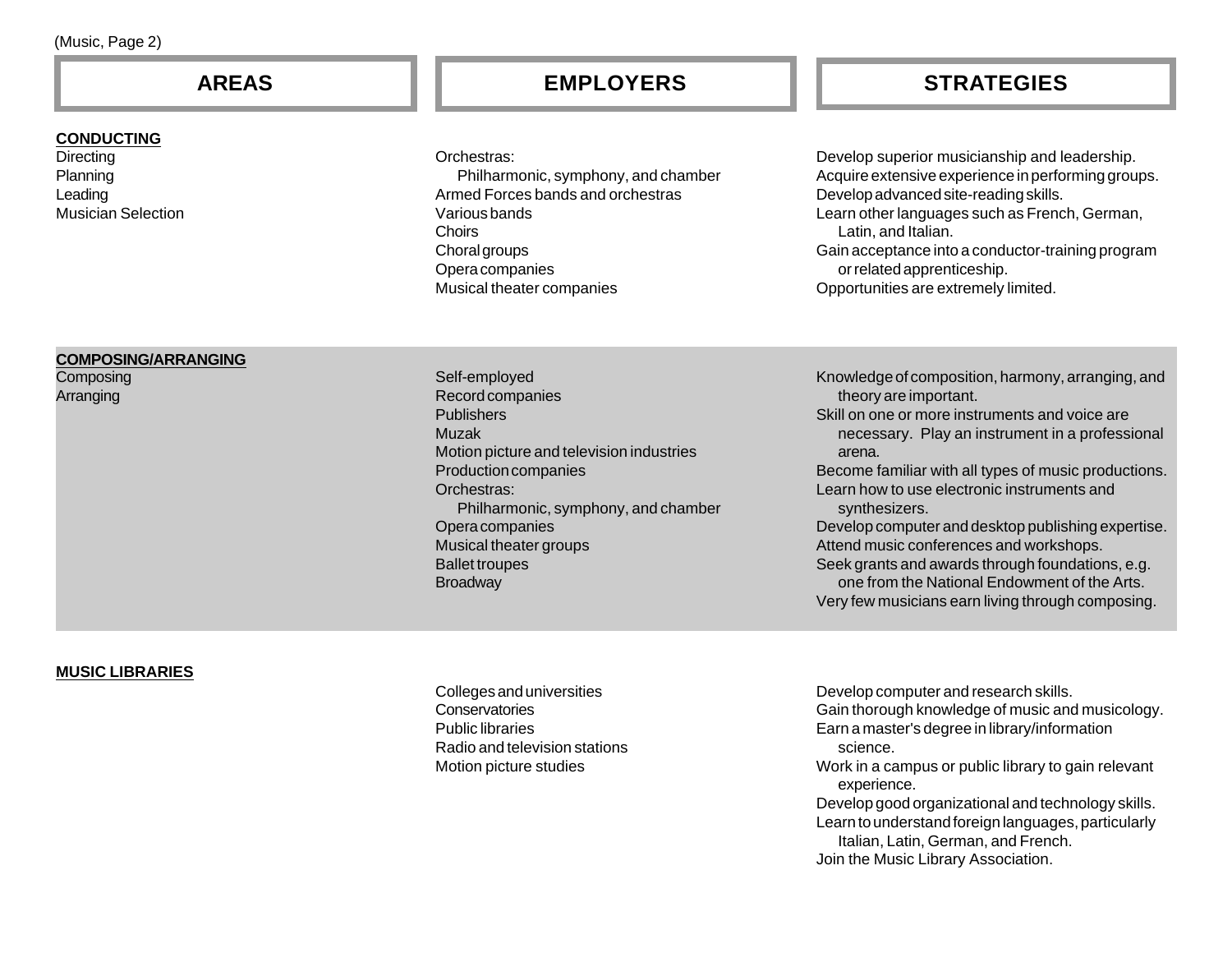(Music, Page 2)

| AREAS | EMPLOYERS | STRATEGIES |
|---|---|---|
| **CONDUCTING**<br>Directing<br>Planning<br>Leading<br>Musician Selection | Orchestras:<br>Philharmonic, symphony, and chamber<br>Armed Forces bands and orchestras<br>Various bands<br>Choirs<br>Choral groups<br>Opera companies<br>Musical theater companies | Develop superior musicianship and leadership.<br>Acquire extensive experience in performing groups.<br>Develop advanced site-reading skills.<br>Learn other languages such as French, German, Latin, and Italian.<br>Gain acceptance into a conductor-training program or related apprenticeship.<br>Opportunities are extremely limited. |
| **COMPOSING/ARRANGING**<br>Composing<br>Arranging | Self-employed<br>Record companies<br>Publishers<br>Muzak<br>Motion picture and television industries<br>Production companies<br>Orchestras:<br>Philharmonic, symphony, and chamber<br>Opera companies<br>Musical theater groups<br>Ballet troupes<br>Broadway | Knowledge of composition, harmony, arranging, and theory are important.<br>Skill on one or more instruments and voice are necessary. Play an instrument in a professional arena.<br>Become familiar with all types of music productions.<br>Learn how to use electronic instruments and synthesizers.<br>Develop computer and desktop publishing expertise.<br>Attend music conferences and workshops.<br>Seek grants and awards through foundations, e.g. one from the National Endowment of the Arts.<br>Very few musicians earn living through composing. |
| **MUSIC LIBRARIES** | Colleges and universities<br>Conservatories<br>Public libraries<br>Radio and television stations<br>Motion picture studies | Develop computer and research skills.<br>Gain thorough knowledge of music and musicology.<br>Earn a master's degree in library/information science.<br>Work in a campus or public library to gain relevant experience.<br>Develop good organizational and technology skills.<br>Learn to understand foreign languages, particularly Italian, Latin, German, and French.<br>Join the Music Library Association. |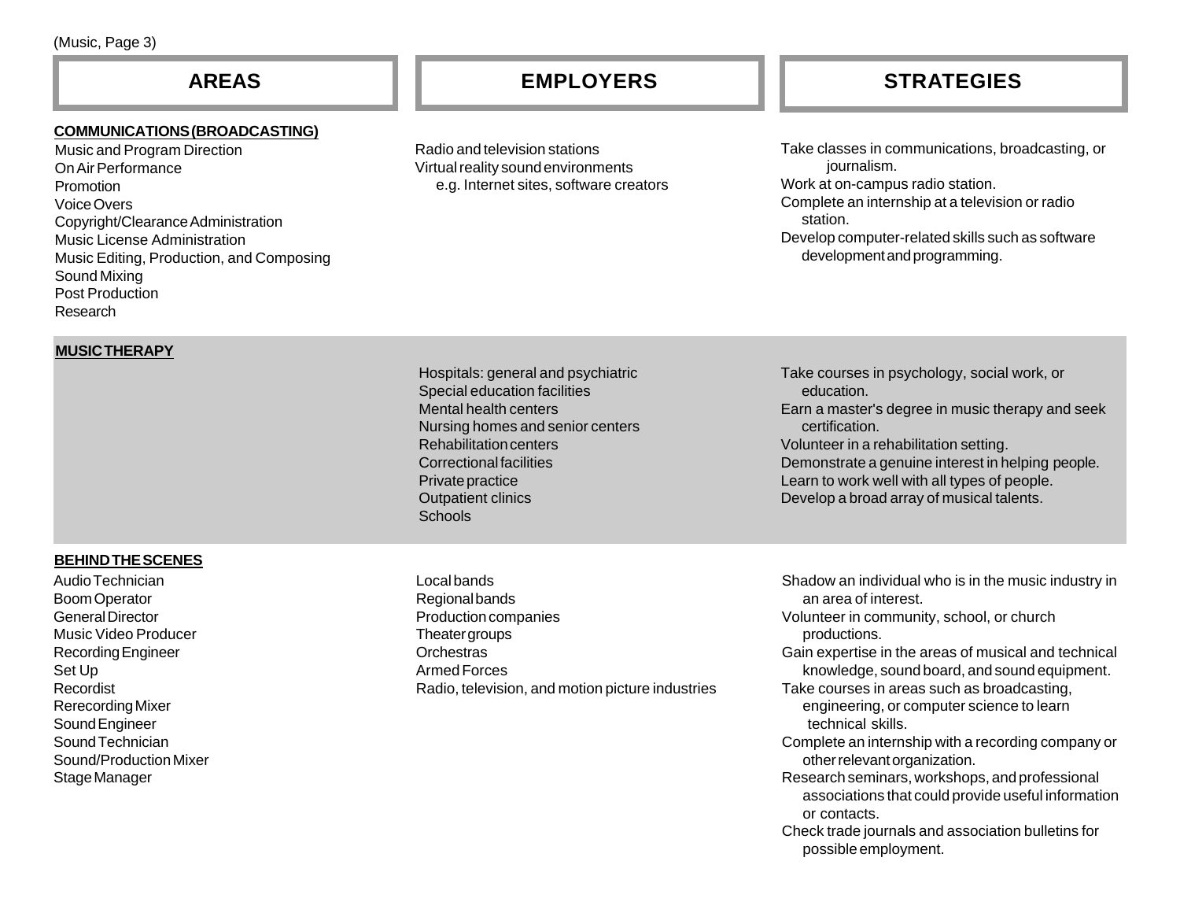| AREAS | EMPLOYERS | STRATEGIES |
|---|---|---|
| **COMMUNICATIONS (BROADCASTING)**<br>Music and Program Direction<br>On Air Performance<br>Promotion<br>Voice Overs<br>Copyright/Clearance Administration<br>Music License Administration<br>Music Editing, Production, and Composing<br>Sound Mixing<br>Post Production<br>Research | Radio and television stations<br>Virtual reality sound environments<br>e.g. Internet sites, software creators | Take classes in communications, broadcasting, or journalism.<br>Work at on-campus radio station.<br>Complete an internship at a television or radio station.<br>Develop computer-related skills such as software development and programming. |
| **MUSIC THERAPY** | Hospitals: general and psychiatric<br>Special education facilities<br>Mental health centers<br>Nursing homes and senior centers<br>Rehabilitation centers<br>Correctional facilities<br>Private practice<br>Outpatient clinics<br>Schools | Take courses in psychology, social work, or education.<br>Earn a master's degree in music therapy and seek certification.<br>Volunteer in a rehabilitation setting.<br>Demonstrate a genuine interest in helping people.<br>Learn to work well with all types of people.<br>Develop a broad array of musical talents. |
| **BEHIND THE SCENES**<br>Audio Technician<br>Boom Operator<br>General Director<br>Music Video Producer<br>Recording Engineer<br>Set Up<br>Recordist<br>Rerecording Mixer<br>Sound Engineer<br>Sound Technician<br>Sound/Production Mixer<br>Stage Manager | Local bands<br>Regional bands<br>Production companies<br>Theater groups<br>Orchestras<br>Armed Forces<br>Radio, television, and motion picture industries | Shadow an individual who is in the music industry in an area of interest.<br>Volunteer in community, school, or church productions.<br>Gain expertise in the areas of musical and technical knowledge, sound board, and sound equipment.<br>Take courses in areas such as broadcasting, engineering, or computer science to learn technical skills.<br>Complete an internship with a recording company or other relevant organization.<br>Research seminars, workshops, and professional associations that could provide useful information or contacts.<br>Check trade journals and association bulletins for possible employment. |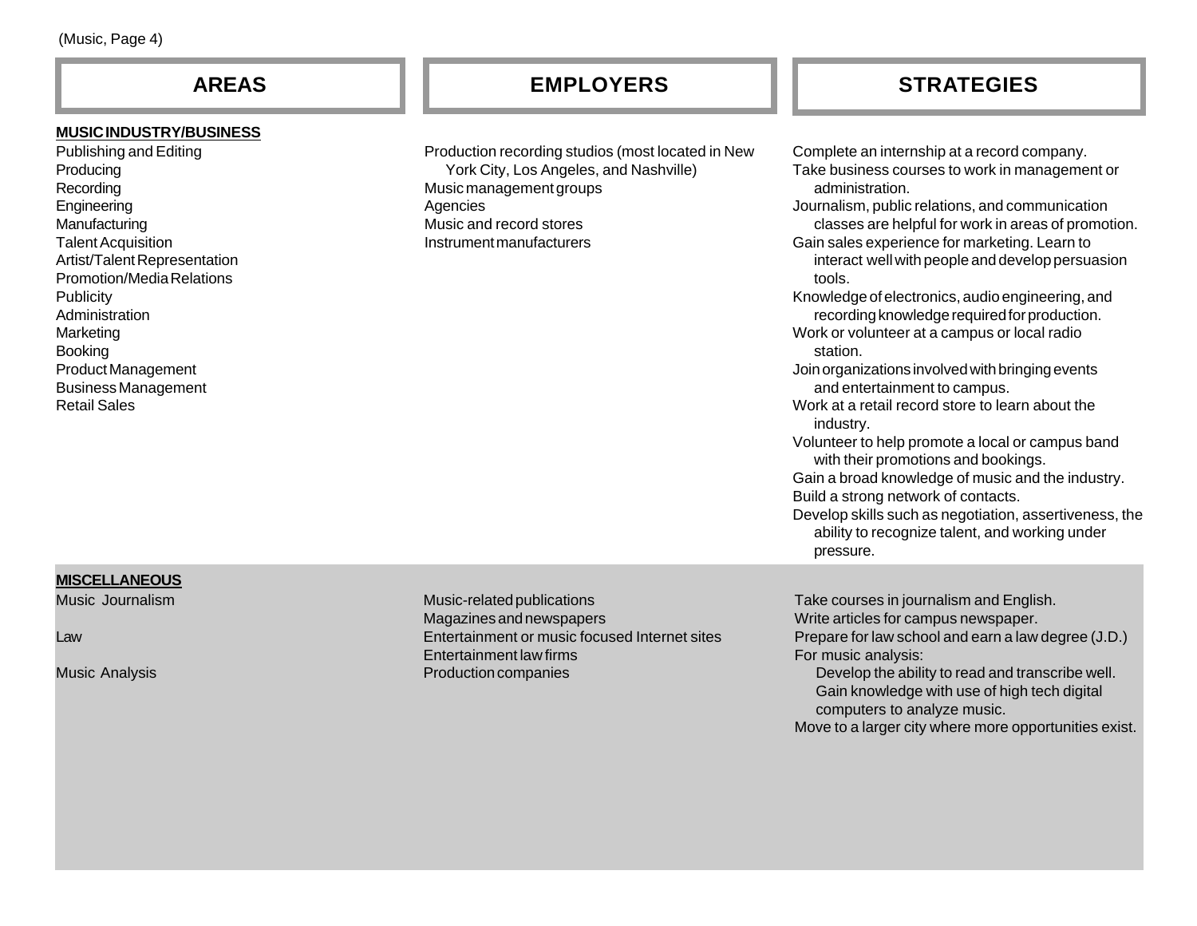| AREAS | EMPLOYERS | STRATEGIES |
|---|---|---|
| **MUSIC INDUSTRY/BUSINESS** | | |
| Publishing and Editing<br>Producing<br>Recording<br>Engineering<br>Manufacturing<br>Talent Acquisition<br>Artist/Talent Representation<br>Promotion/Media Relations<br>Publicity<br>Administration<br>Marketing<br>Booking<br>Product Management<br>Business Management<br>Retail Sales | Production recording studios (most located in New York City, Los Angeles, and Nashville)<br>Music management groups<br>Agencies<br>Music and record stores<br>Instrument manufacturers | Complete an internship at a record company.<br>Take business courses to work in management or administration.<br>Journalism, public relations, and communication classes are helpful for work in areas of promotion.<br>Gain sales experience for marketing. Learn to interact well with people and develop persuasion tools.<br>Knowledge of electronics, audio engineering, and recording knowledge required for production.<br>Work or volunteer at a campus or local radio station.<br>Join organizations involved with bringing events and entertainment to campus.<br>Work at a retail record store to learn about the industry.<br>Volunteer to help promote a local or campus band with their promotions and bookings.<br>Gain a broad knowledge of music and the industry.<br>Build a strong network of contacts.<br>Develop skills such as negotiation, assertiveness, the ability to recognize talent, and working under pressure. |
| **MISCELLANEOUS** | | |
| Music Journalism | Music-related publications<br>Magazines and newspapers<br>Entertainment or music focused Internet sites | Take courses in journalism and English.<br>Write articles for campus newspaper. |
| Law | Entertainment law firms | Prepare for law school and earn a law degree (J.D.) |
| Music Analysis | Production companies | For music analysis:<br>Develop the ability to read and transcribe well.<br>Gain knowledge with use of high tech digital computers to analyze music.<br>Move to a larger city where more opportunities exist. |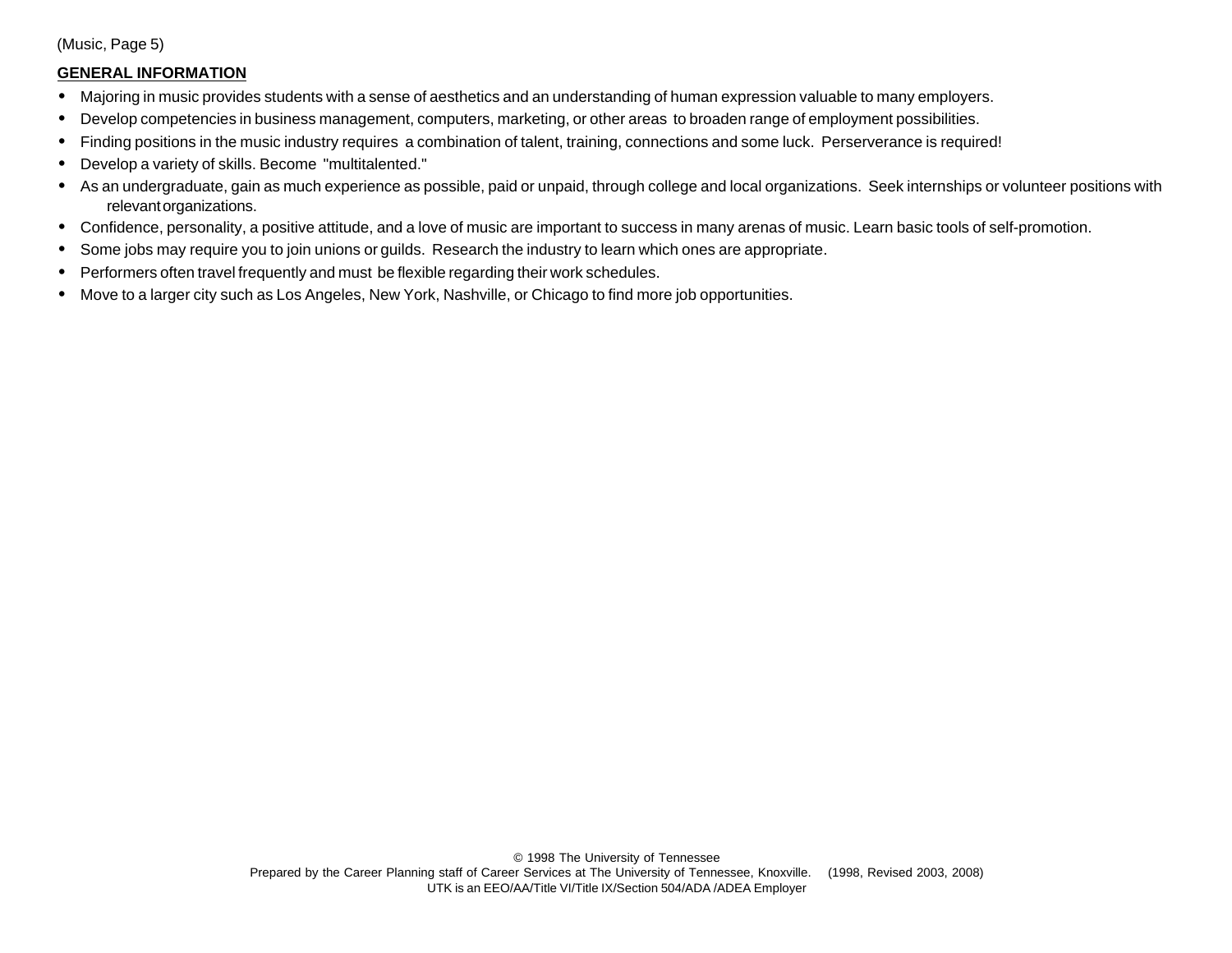## GENERAL INFORMATION

- Majoring in music provides students with a sense of aesthetics and an understanding of human expression valuable to many employers.
- Develop competencies in business management, computers, marketing, or other areas to broaden range of employment possibilities.
- Finding positions in the music industry requires a combination of talent, training, connections and some luck. Perserverance is required!
- Develop a variety of skills. Become "multitalented."
- As an undergraduate, gain as much experience as possible, paid or unpaid, through college and local organizations. Seek internships or volunteer positions with relevant organizations.
- Confidence, personality, a positive attitude, and a love of music are important to success in many arenas of music. Learn basic tools of self-promotion.
- Some jobs may require you to join unions or guilds. Research the industry to learn which ones are appropriate.
- Performers often travel frequently and must be flexible regarding their work schedules.
- Move to a larger city such as Los Angeles, New York, Nashville, or Chicago to find more job opportunities.

© 1998 The University of Tennessee
Prepared by the Career Planning staff of Career Services at The University of Tennessee, Knoxville. (1998, Revised 2003, 2008)
UTK is an EEO/AA/Title VI/Title IX/Section 504/ADA /ADEA Employer